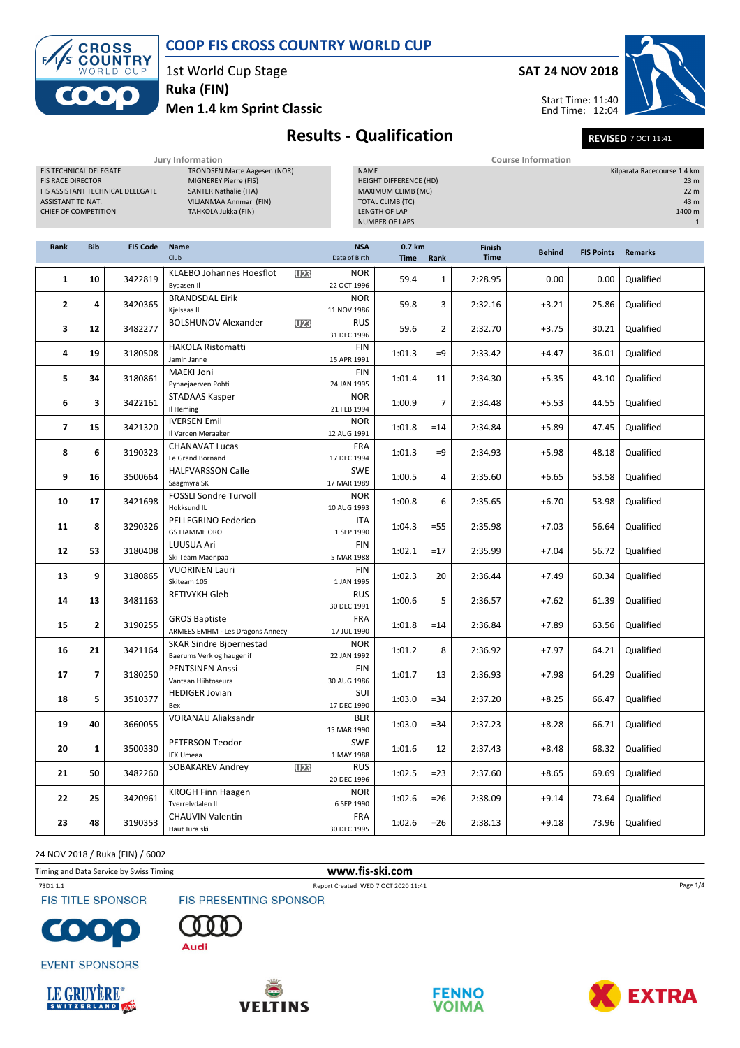# COOP FIS CROSS COUNTRY WORLD CUP

1st World Cup Stage
**Ruka (FIN)**
**Men 1.4 km Sprint Classic**

**SAT 24 NOV 2018**

Start Time: 11:40
End Time: 12:04

## Results - Qualification

**REVISED** 7 OCT 11:41

### Jury Information

| | |
|---|---|
| FIS TECHNICAL DELEGATE | TRONDSEN Marte Aagesen (NOR) |
| FIS RACE DIRECTOR | MIGNEREY Pierre (FIS) |
| FIS ASSISTANT TECHNICAL DELEGATE | SANTER Nathalie (ITA) |
| ASSISTANT TD NAT. | VILJANMAA Annmari (FIN) |
| CHIEF OF COMPETITION | TAHKOLA Jukka (FIN) |

### Course Information

| | |
|---|---|
| NAME | Kilparata Racecourse 1.4 km |
| HEIGHT DIFFERENCE (HD) | 23 m |
| MAXIMUM CLIMB (MC) | 22 m |
| TOTAL CLIMB (TC) | 43 m |
| LENGTH OF LAP | 1400 m |
| NUMBER OF LAPS | 1 |

| Rank | Bib | FIS Code | Name / Club | NSA / Date of Birth | 0.7 km Time | 0.7 km Rank | Finish Time | Behind | FIS Points | Remarks |
|---|---|---|---|---|---|---|---|---|---|---|
| 1 | 10 | 3422819 | KLAEBO Johannes Hoesflot U23 / Byaasen Il | NOR / 22 OCT 1996 | 59.4 | 1 | 2:28.95 | 0.00 | 0.00 | Qualified |
| 2 | 4 | 3420365 | BRANDSDAL Eirik / Kjelsaas IL | NOR / 11 NOV 1986 | 59.8 | 3 | 2:32.16 | +3.21 | 25.86 | Qualified |
| 3 | 12 | 3482277 | BOLSHUNOV Alexander U23 | RUS / 31 DEC 1996 | 59.6 | 2 | 2:32.70 | +3.75 | 30.21 | Qualified |
| 4 | 19 | 3180508 | HAKOLA Ristomatti / Jamin Janne | FIN / 15 APR 1991 | 1:01.3 | =9 | 2:33.42 | +4.47 | 36.01 | Qualified |
| 5 | 34 | 3180861 | MAEKI Joni / Pyhaejaerven Pohti | FIN / 24 JAN 1995 | 1:01.4 | 11 | 2:34.30 | +5.35 | 43.10 | Qualified |
| 6 | 3 | 3422161 | STADAAS Kasper / Il Heming | NOR / 21 FEB 1994 | 1:00.9 | 7 | 2:34.48 | +5.53 | 44.55 | Qualified |
| 7 | 15 | 3421320 | IVERSEN Emil / Il Varden Meraaker | NOR / 12 AUG 1991 | 1:01.8 | =14 | 2:34.84 | +5.89 | 47.45 | Qualified |
| 8 | 6 | 3190323 | CHANAVAT Lucas / Le Grand Bornand | FRA / 17 DEC 1994 | 1:01.3 | =9 | 2:34.93 | +5.98 | 48.18 | Qualified |
| 9 | 16 | 3500664 | HALFVARSSON Calle / Saagmyra SK | SWE / 17 MAR 1989 | 1:00.5 | 4 | 2:35.60 | +6.65 | 53.58 | Qualified |
| 10 | 17 | 3421698 | FOSSLI Sondre Turvoll / Hokksund IL | NOR / 10 AUG 1993 | 1:00.8 | 6 | 2:35.65 | +6.70 | 53.98 | Qualified |
| 11 | 8 | 3290326 | PELLEGRINO Federico / GS FIAMME ORO | ITA / 1 SEP 1990 | 1:04.3 | =55 | 2:35.98 | +7.03 | 56.64 | Qualified |
| 12 | 53 | 3180408 | LUUSUA Ari / Ski Team Maenpaa | FIN / 5 MAR 1988 | 1:02.1 | =17 | 2:35.99 | +7.04 | 56.72 | Qualified |
| 13 | 9 | 3180865 | VUORINEN Lauri / Skiteam 105 | FIN / 1 JAN 1995 | 1:02.3 | 20 | 2:36.44 | +7.49 | 60.34 | Qualified |
| 14 | 13 | 3481163 | RETIVYKH Gleb | RUS / 30 DEC 1991 | 1:00.6 | 5 | 2:36.57 | +7.62 | 61.39 | Qualified |
| 15 | 2 | 3190255 | GROS Baptiste / ARMEES EHMH - Les Dragons Annecy | FRA / 17 JUL 1990 | 1:01.8 | =14 | 2:36.84 | +7.89 | 63.56 | Qualified |
| 16 | 21 | 3421164 | SKAR Sindre Bjoernestad / Baerums Verk og hauger if | NOR / 22 JAN 1992 | 1:01.2 | 8 | 2:36.92 | +7.97 | 64.21 | Qualified |
| 17 | 7 | 3180250 | PENTSINEN Anssi / Vantaan Hiihtoseura | FIN / 30 AUG 1986 | 1:01.7 | 13 | 2:36.93 | +7.98 | 64.29 | Qualified |
| 18 | 5 | 3510377 | HEDIGER Jovian / Bex | SUI / 17 DEC 1990 | 1:03.0 | =34 | 2:37.20 | +8.25 | 66.47 | Qualified |
| 19 | 40 | 3660055 | VORANAU Aliaksandr | BLR / 15 MAR 1990 | 1:03.0 | =34 | 2:37.23 | +8.28 | 66.71 | Qualified |
| 20 | 1 | 3500330 | PETERSON Teodor / IFK Umeaa | SWE / 1 MAY 1988 | 1:01.6 | 12 | 2:37.43 | +8.48 | 68.32 | Qualified |
| 21 | 50 | 3482260 | SOBAKAREV Andrey U23 | RUS / 20 DEC 1996 | 1:02.5 | =23 | 2:37.60 | +8.65 | 69.69 | Qualified |
| 22 | 25 | 3420961 | KROGH Finn Haagen / Tverrelvdalen Il | NOR / 6 SEP 1990 | 1:02.6 | =26 | 2:38.09 | +9.14 | 73.64 | Qualified |
| 23 | 48 | 3190353 | CHAUVIN Valentin / Haut Jura ski | FRA / 30 DEC 1995 | 1:02.6 | =26 | 2:38.13 | +9.18 | 73.96 | Qualified |

24 NOV 2018 / Ruka (FIN) / 6002

Timing and Data Service by Swiss Timing — www.fis-ski.com

_73D1 1.1 — Report Created WED 7 OCT 2020 11:41

FIS TITLE SPONSOR: COOP — FIS PRESENTING SPONSOR: Audi

EVENT SPONSORS: LE GRUYÈRE SWITZERLAND, VELTINS, FENNO VOIMA, EXTRA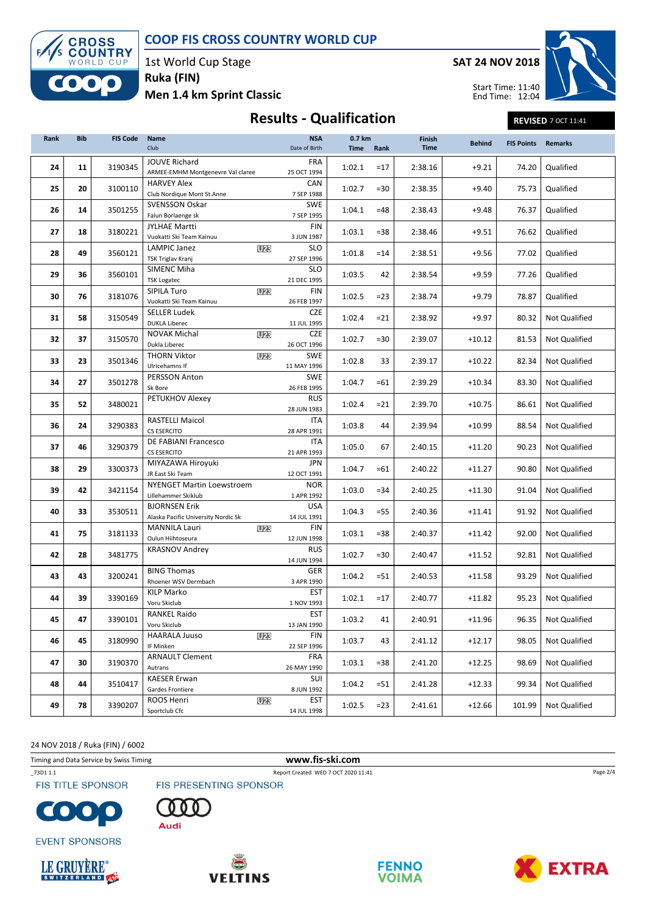# COOP FIS CROSS COUNTRY WORLD CUP

1st World Cup Stage
**Ruka (FIN)**
**Men 1.4 km Sprint Classic**

**SAT 24 NOV 2018**

Start Time: 11:40
End Time: 12:04

## Results - Qualification

**REVISED** 7 OCT 11:41

| Rank | Bib | FIS Code | Name / Club | | NSA / Date of Birth | 0.7 km Time | 0.7 km Rank | Finish Time | Behind | FIS Points | Remarks |
|---|---|---|---|---|---|---|---|---|---|---|---|
| 24 | 11 | 3190345 | JOUVE Richard / ARMEE-EMHM Montgenevre Val claree | | FRA / 25 OCT 1994 | 1:02.1 | =17 | 2:38.16 | +9.21 | 74.20 | Qualified |
| 25 | 20 | 3100110 | HARVEY Alex / Club Nordique Mont St.Anne | | CAN / 7 SEP 1988 | 1:02.7 | =30 | 2:38.35 | +9.40 | 75.73 | Qualified |
| 26 | 14 | 3501255 | SVENSSON Oskar / Falun Borlaenge sk | | SWE / 7 SEP 1995 | 1:04.1 | =48 | 2:38.43 | +9.48 | 76.37 | Qualified |
| 27 | 18 | 3180221 | JYLHAE Martti / Vuokatti Ski Team Kainuu | | FIN / 3 JUN 1987 | 1:03.1 | =38 | 2:38.46 | +9.51 | 76.62 | Qualified |
| 28 | 49 | 3560121 | LAMPIC Janez / TSK Triglav Kranj | U23 | SLO / 27 SEP 1996 | 1:01.8 | =14 | 2:38.51 | +9.56 | 77.02 | Qualified |
| 29 | 36 | 3560101 | SIMENC Miha / TSK Logatec | | SLO / 21 DEC 1995 | 1:03.5 | 42 | 2:38.54 | +9.59 | 77.26 | Qualified |
| 30 | 76 | 3181076 | SIPILA Turo / Vuokatti Ski Team Kainuu | U23 | FIN / 26 FEB 1997 | 1:02.5 | =23 | 2:38.74 | +9.79 | 78.87 | Qualified |
| 31 | 58 | 3150549 | SELLER Ludek / DUKLA Liberec | | CZE / 11 JUL 1995 | 1:02.4 | =21 | 2:38.92 | +9.97 | 80.32 | Not Qualified |
| 32 | 37 | 3150570 | NOVAK Michal / Dukla Liberec | U23 | CZE / 26 OCT 1996 | 1:02.7 | =30 | 2:39.07 | +10.12 | 81.53 | Not Qualified |
| 33 | 23 | 3501346 | THORN Viktor / Ulricehamns If | U23 | SWE / 11 MAY 1996 | 1:02.8 | 33 | 2:39.17 | +10.22 | 82.34 | Not Qualified |
| 34 | 27 | 3501278 | PERSSON Anton / Sk Bore | | SWE / 26 FEB 1995 | 1:04.7 | =61 | 2:39.29 | +10.34 | 83.30 | Not Qualified |
| 35 | 52 | 3480021 | PETUKHOV Alexey | | RUS / 28 JUN 1983 | 1:02.4 | =21 | 2:39.70 | +10.75 | 86.61 | Not Qualified |
| 36 | 24 | 3290383 | RASTELLI Maicol / CS ESERCITO | | ITA / 28 APR 1991 | 1:03.8 | 44 | 2:39.94 | +10.99 | 88.54 | Not Qualified |
| 37 | 46 | 3290379 | DE FABIANI Francesco / CS ESERCITO | | ITA / 21 APR 1993 | 1:05.0 | 67 | 2:40.15 | +11.20 | 90.23 | Not Qualified |
| 38 | 29 | 3300373 | MIYAZAWA Hiroyuki / JR East Ski Team | | JPN / 12 OCT 1991 | 1:04.7 | =61 | 2:40.22 | +11.27 | 90.80 | Not Qualified |
| 39 | 42 | 3421154 | NYENGET Martin Loewstroem / Lillehammer Skiklub | | NOR / 1 APR 1992 | 1:03.0 | =34 | 2:40.25 | +11.30 | 91.04 | Not Qualified |
| 40 | 33 | 3530511 | BJORNSEN Erik / Alaska Pacific University Nordic Sk | | USA / 14 JUL 1991 | 1:04.3 | =55 | 2:40.36 | +11.41 | 91.92 | Not Qualified |
| 41 | 75 | 3181133 | MANNILA Lauri / Oulun Hiihtoseura | U23 | FIN / 12 JUN 1998 | 1:03.1 | =38 | 2:40.37 | +11.42 | 92.00 | Not Qualified |
| 42 | 28 | 3481775 | KRASNOV Andrey | | RUS / 14 JUN 1994 | 1:02.7 | =30 | 2:40.47 | +11.52 | 92.81 | Not Qualified |
| 43 | 43 | 3200241 | BING Thomas / Rhoener WSV Dermbach | | GER / 3 APR 1990 | 1:04.2 | =51 | 2:40.53 | +11.58 | 93.29 | Not Qualified |
| 44 | 39 | 3390169 | KILP Marko / Voru Skiclub | | EST / 1 NOV 1993 | 1:02.1 | =17 | 2:40.77 | +11.82 | 95.23 | Not Qualified |
| 45 | 47 | 3390101 | RANKEL Raido / Voru Skiclub | | EST / 13 JAN 1990 | 1:03.2 | 41 | 2:40.91 | +11.96 | 96.35 | Not Qualified |
| 46 | 45 | 3180990 | HAARALA Juuso / IF Minken | U23 | FIN / 22 SEP 1996 | 1:03.7 | 43 | 2:41.12 | +12.17 | 98.05 | Not Qualified |
| 47 | 30 | 3190370 | ARNAULT Clement / Autrans | | FRA / 26 MAY 1990 | 1:03.1 | =38 | 2:41.20 | +12.25 | 98.69 | Not Qualified |
| 48 | 44 | 3510417 | KAESER Erwan / Gardes Frontiere | | SUI / 8 JUN 1992 | 1:04.2 | =51 | 2:41.28 | +12.33 | 99.34 | Not Qualified |
| 49 | 78 | 3390207 | ROOS Henri / Sportclub Cfc | U23 | EST / 14 JUL 1998 | 1:02.5 | =23 | 2:41.61 | +12.66 | 101.99 | Not Qualified |

24 NOV 2018 / Ruka (FIN) / 6002

Timing and Data Service by Swiss Timing — www.fis-ski.com

_73D1 1.1 — Report Created WED 7 OCT 2020 11:41

FIS TITLE SPONSOR — FIS PRESENTING SPONSOR — EVENT SPONSORS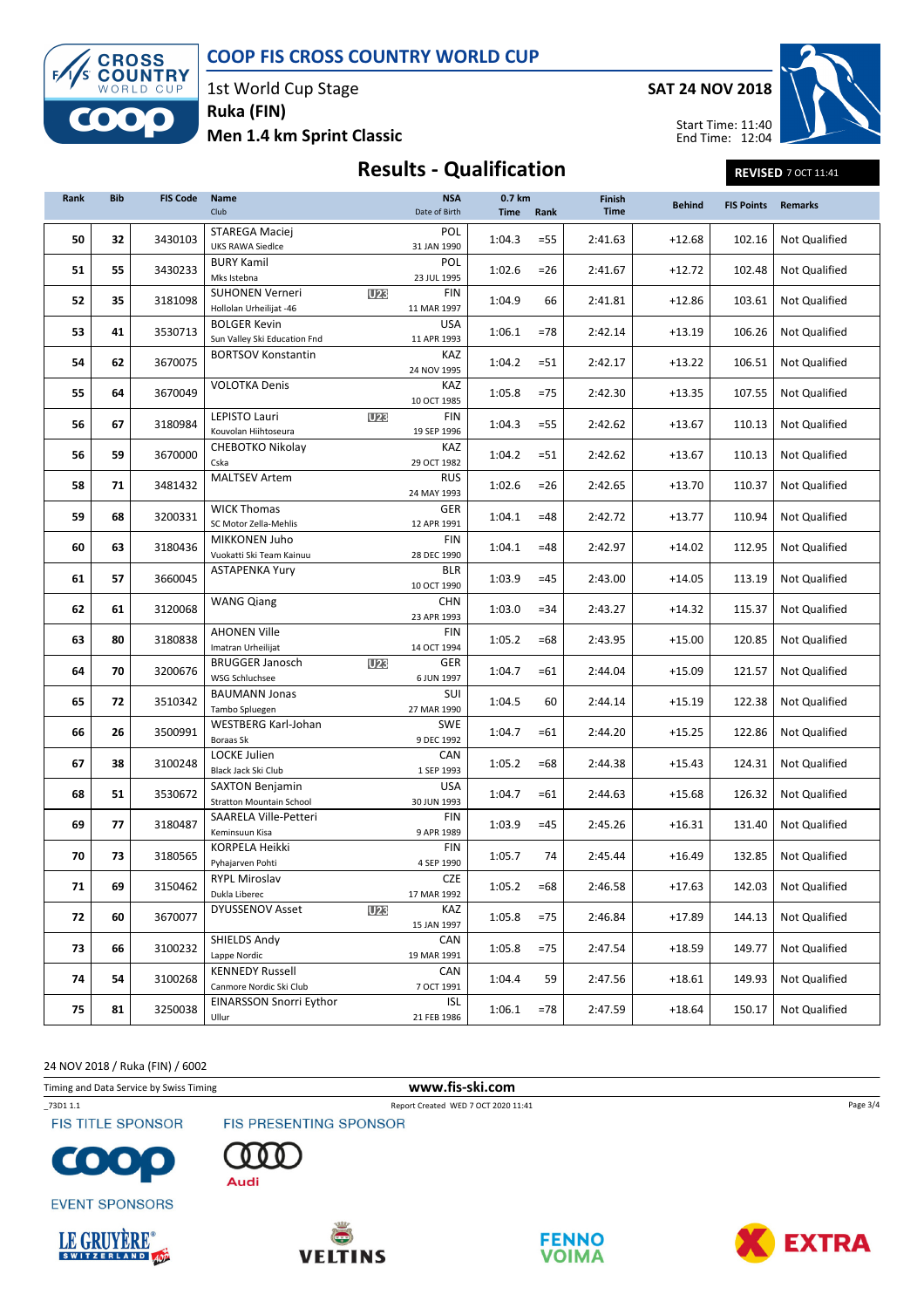# COOP FIS CROSS COUNTRY WORLD CUP

1st World Cup Stage
**Ruka (FIN)**
**Men 1.4 km Sprint Classic**

**SAT 24 NOV 2018**

Start Time: 11:40
End Time: 12:04

## Results - Qualification

**REVISED** 7 OCT 11:41

| Rank | Bib | FIS Code | Name / Club | | NSA / Date of Birth | 0.7 km Time | 0.7 km Rank | Finish Time | Behind | FIS Points | Remarks |
|---|---|---|---|---|---|---|---|---|---|---|---|
| 50 | 32 | 3430103 | STAREGA Maciej<br>UKS RAWA Siedlce | | POL<br>31 JAN 1990 | 1:04.3 | =55 | 2:41.63 | +12.68 | 102.16 | Not Qualified |
| 51 | 55 | 3430233 | BURY Kamil<br>Mks Istebna | | POL<br>23 JUL 1995 | 1:02.6 | =26 | 2:41.67 | +12.72 | 102.48 | Not Qualified |
| 52 | 35 | 3181098 | SUHONEN Verneri<br>Hollolan Urheilijat -46 | U23 | FIN<br>11 MAR 1997 | 1:04.9 | 66 | 2:41.81 | +12.86 | 103.61 | Not Qualified |
| 53 | 41 | 3530713 | BOLGER Kevin<br>Sun Valley Ski Education Fnd | | USA<br>11 APR 1993 | 1:06.1 | =78 | 2:42.14 | +13.19 | 106.26 | Not Qualified |
| 54 | 62 | 3670075 | BORTSOV Konstantin | | KAZ<br>24 NOV 1995 | 1:04.2 | =51 | 2:42.17 | +13.22 | 106.51 | Not Qualified |
| 55 | 64 | 3670049 | VOLOTKA Denis | | KAZ<br>10 OCT 1985 | 1:05.8 | =75 | 2:42.30 | +13.35 | 107.55 | Not Qualified |
| 56 | 67 | 3180984 | LEPISTO Lauri<br>Kouvolan Hiihtoseura | U23 | FIN<br>19 SEP 1996 | 1:04.3 | =55 | 2:42.62 | +13.67 | 110.13 | Not Qualified |
| 56 | 59 | 3670000 | CHEBOTKO Nikolay<br>Cska | | KAZ<br>29 OCT 1982 | 1:04.2 | =51 | 2:42.62 | +13.67 | 110.13 | Not Qualified |
| 58 | 71 | 3481432 | MALTSEV Artem | | RUS<br>24 MAY 1993 | 1:02.6 | =26 | 2:42.65 | +13.70 | 110.37 | Not Qualified |
| 59 | 68 | 3200331 | WICK Thomas<br>SC Motor Zella-Mehlis | | GER<br>12 APR 1991 | 1:04.1 | =48 | 2:42.72 | +13.77 | 110.94 | Not Qualified |
| 60 | 63 | 3180436 | MIKKONEN Juho<br>Vuokatti Ski Team Kainuu | | FIN<br>28 DEC 1990 | 1:04.1 | =48 | 2:42.97 | +14.02 | 112.95 | Not Qualified |
| 61 | 57 | 3660045 | ASTAPENKA Yury | | BLR<br>10 OCT 1990 | 1:03.9 | =45 | 2:43.00 | +14.05 | 113.19 | Not Qualified |
| 62 | 61 | 3120068 | WANG Qiang | | CHN<br>23 APR 1993 | 1:03.0 | =34 | 2:43.27 | +14.32 | 115.37 | Not Qualified |
| 63 | 80 | 3180838 | AHONEN Ville<br>Imatran Urheilijat | | FIN<br>14 OCT 1994 | 1:05.2 | =68 | 2:43.95 | +15.00 | 120.85 | Not Qualified |
| 64 | 70 | 3200676 | BRUGGER Janosch<br>WSG Schluchsee | U23 | GER<br>6 JUN 1997 | 1:04.7 | =61 | 2:44.04 | +15.09 | 121.57 | Not Qualified |
| 65 | 72 | 3510342 | BAUMANN Jonas<br>Tambo Spluegen | | SUI<br>27 MAR 1990 | 1:04.5 | 60 | 2:44.14 | +15.19 | 122.38 | Not Qualified |
| 66 | 26 | 3500991 | WESTBERG Karl-Johan<br>Boraas Sk | | SWE<br>9 DEC 1992 | 1:04.7 | =61 | 2:44.20 | +15.25 | 122.86 | Not Qualified |
| 67 | 38 | 3100248 | LOCKE Julien<br>Black Jack Ski Club | | CAN<br>1 SEP 1993 | 1:05.2 | =68 | 2:44.38 | +15.43 | 124.31 | Not Qualified |
| 68 | 51 | 3530672 | SAXTON Benjamin<br>Stratton Mountain School | | USA<br>30 JUN 1993 | 1:04.7 | =61 | 2:44.63 | +15.68 | 126.32 | Not Qualified |
| 69 | 77 | 3180487 | SAARELA Ville-Petteri<br>Keminsuun Kisa | | FIN<br>9 APR 1989 | 1:03.9 | =45 | 2:45.26 | +16.31 | 131.40 | Not Qualified |
| 70 | 73 | 3180565 | KORPELA Heikki<br>Pyhajarven Pohti | | FIN<br>4 SEP 1990 | 1:05.7 | 74 | 2:45.44 | +16.49 | 132.85 | Not Qualified |
| 71 | 69 | 3150462 | RYPL Miroslav<br>Dukla Liberec | | CZE<br>17 MAR 1992 | 1:05.2 | =68 | 2:46.58 | +17.63 | 142.03 | Not Qualified |
| 72 | 60 | 3670077 | DYUSSENOV Asset | U23 | KAZ<br>15 JAN 1997 | 1:05.8 | =75 | 2:46.84 | +17.89 | 144.13 | Not Qualified |
| 73 | 66 | 3100232 | SHIELDS Andy<br>Lappe Nordic | | CAN<br>19 MAR 1991 | 1:05.8 | =75 | 2:47.54 | +18.59 | 149.77 | Not Qualified |
| 74 | 54 | 3100268 | KENNEDY Russell<br>Canmore Nordic Ski Club | | CAN<br>7 OCT 1991 | 1:04.4 | 59 | 2:47.56 | +18.61 | 149.93 | Not Qualified |
| 75 | 81 | 3250038 | EINARSSON Snorri Eythor<br>Ullur | | ISL<br>21 FEB 1986 | 1:06.1 | =78 | 2:47.59 | +18.64 | 150.17 | Not Qualified |

24 NOV 2018 / Ruka (FIN) / 6002

Timing and Data Service by Swiss Timing — www.fis-ski.com

_73D1 1.1 — Report Created WED 7 OCT 2020 11:41

FIS TITLE SPONSOR: COOP — FIS PRESENTING SPONSOR: Audi

EVENT SPONSORS: LE GRUYÈRE SWITZERLAND, VELTINS, FENNO VOIMA, EXTRA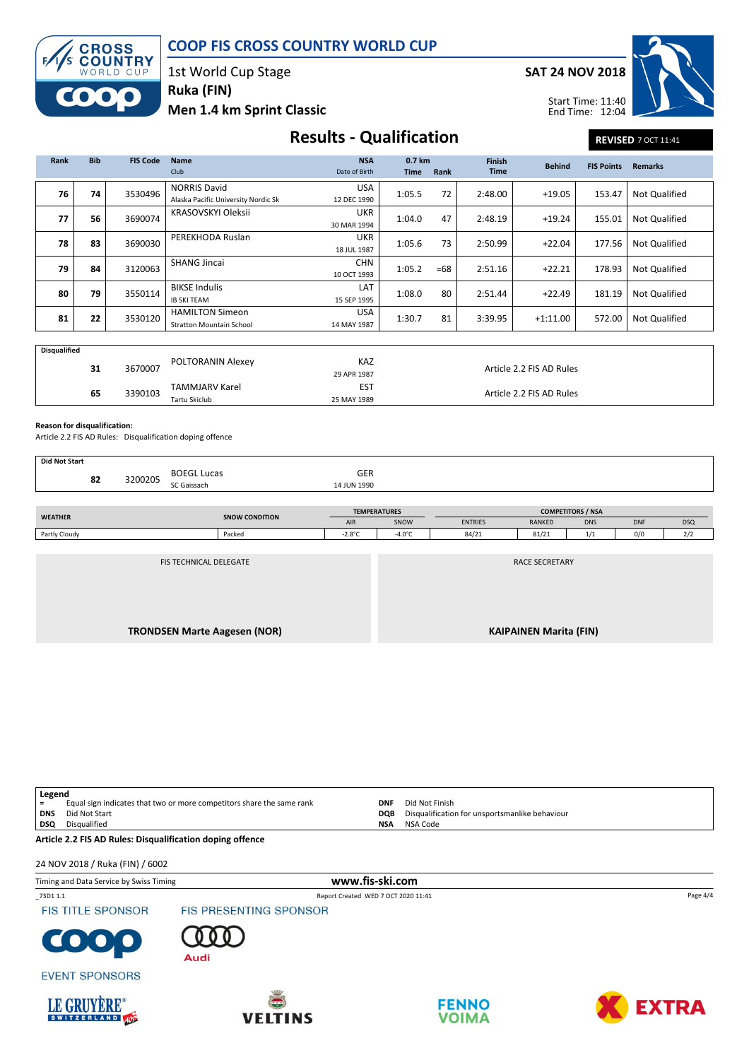# COOP FIS CROSS COUNTRY WORLD CUP

1st World Cup Stage
**Ruka (FIN)**
**Men 1.4 km Sprint Classic**

**SAT 24 NOV 2018**

Start Time: 11:40
End Time: 12:04

## Results - Qualification

**REVISED** 7 OCT 11:41

| Rank | Bib | FIS Code | Name / Club | NSA / Date of Birth | 0.7 km Time | 0.7 km Rank | Finish Time | Behind | FIS Points | Remarks |
|---|---|---|---|---|---|---|---|---|---|---|
| 76 | 74 | 3530496 | NORRIS David / Alaska Pacific University Nordic Sk | USA / 12 DEC 1990 | 1:05.5 | 72 | 2:48.00 | +19.05 | 153.47 | Not Qualified |
| 77 | 56 | 3690074 | KRASOVSKYI Oleksii | UKR / 30 MAR 1994 | 1:04.0 | 47 | 2:48.19 | +19.24 | 155.01 | Not Qualified |
| 78 | 83 | 3690030 | PEREKHODA Ruslan | UKR / 18 JUL 1987 | 1:05.6 | 73 | 2:50.99 | +22.04 | 177.56 | Not Qualified |
| 79 | 84 | 3120063 | SHANG Jincai | CHN / 10 OCT 1993 | 1:05.2 | =68 | 2:51.16 | +22.21 | 178.93 | Not Qualified |
| 80 | 79 | 3550114 | BIKSE Indulis / IB SKI TEAM | LAT / 15 SEP 1995 | 1:08.0 | 80 | 2:51.44 | +22.49 | 181.19 | Not Qualified |
| 81 | 22 | 3530120 | HAMILTON Simeon / Stratton Mountain School | USA / 14 MAY 1987 | 1:30.7 | 81 | 3:39.95 | +1:11.00 | 572.00 | Not Qualified |

**Disqualified**

| Bib | FIS Code | Name / Club | NSA / Date of Birth | Reason |
|---|---|---|---|---|
| 31 | 3670007 | POLTORANIN Alexey | KAZ / 29 APR 1987 | Article 2.2 FIS AD Rules |
| 65 | 3390103 | TAMMJARV Karel / Tartu Skiclub | EST / 25 MAY 1989 | Article 2.2 FIS AD Rules |

**Reason for disqualification:**
Article 2.2 FIS AD Rules: Disqualification doping offence

**Did Not Start**

| Bib | FIS Code | Name / Club | NSA / Date of Birth |
|---|---|---|---|
| 82 | 3200205 | BOEGL Lucas / SC Gaissach | GER / 14 JUN 1990 |

| WEATHER | SNOW CONDITION | TEMPERATURES AIR | TEMPERATURES SNOW | ENTRIES | RANKED | DNS | DNF | DSQ |
|---|---|---|---|---|---|---|---|---|
| Partly Cloudy | Packed | -2.8°C | -4.0°C | 84/21 | 81/21 | 1/1 | 0/0 | 2/2 |

FIS TECHNICAL DELEGATE: **TRONDSEN Marte Aagesen (NOR)**

RACE SECRETARY: **KAIPAINEN Marita (FIN)**

**Legend**
- = Equal sign indicates that two or more competitors share the same rank
- DNS Did Not Start
- DSQ Disqualified
- DNF Did Not Finish
- DQB Disqualification for unsportsmanlike behaviour
- NSA NSA Code

**Article 2.2 FIS AD Rules: Disqualification doping offence**

24 NOV 2018 / Ruka (FIN) / 6002

Timing and Data Service by Swiss Timing — www.fis-ski.com

_73D1 1.1 — Report Created WED 7 OCT 2020 11:41

FIS TITLE SPONSOR — FIS PRESENTING SPONSOR — EVENT SPONSORS